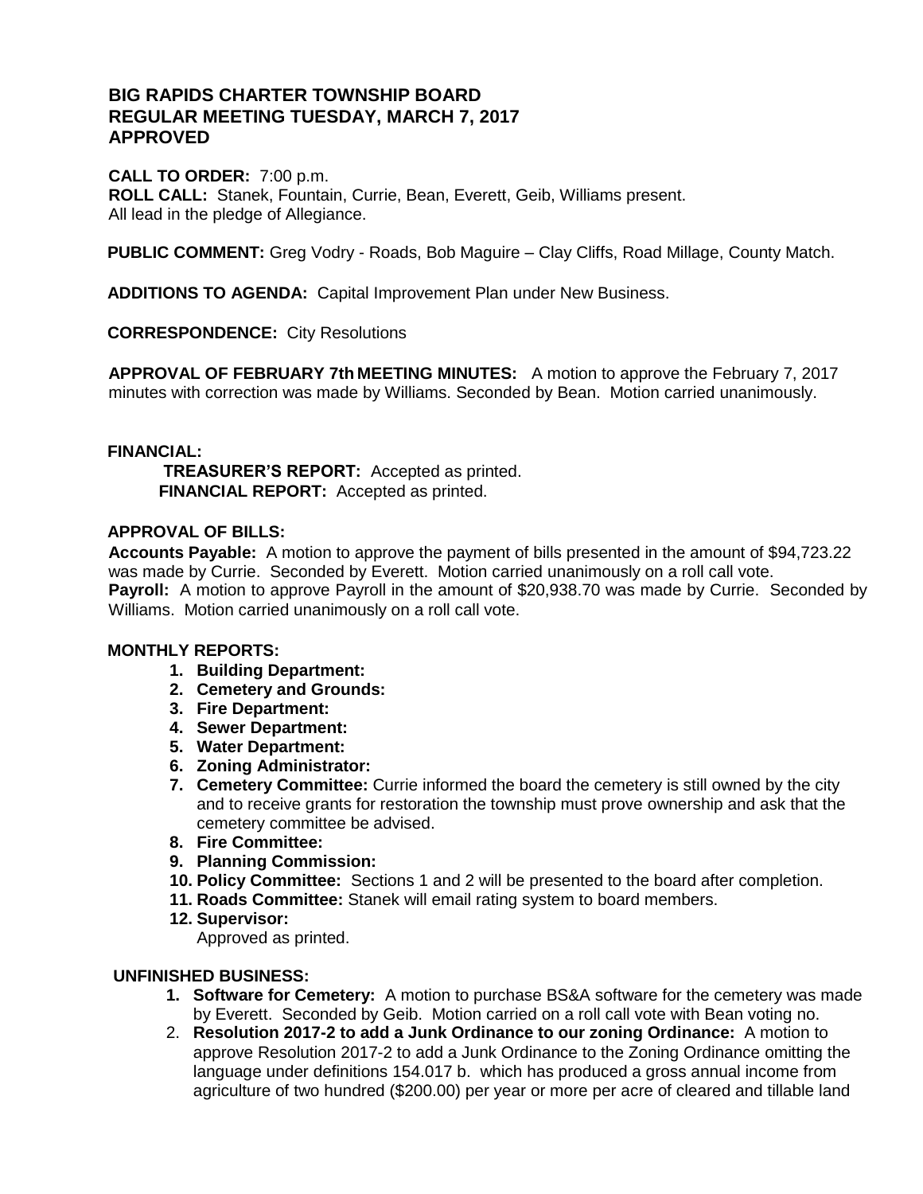# BIG RAPIDS CHARTER TOWNSHIP BOARD
# REGULAR MEETING TUESDAY, MARCH 7, 2017
# APPROVED

**CALL TO ORDER:** 7:00 p.m.
**ROLL CALL:** Stanek, Fountain, Currie, Bean, Everett, Geib, Williams present.
All lead in the pledge of Allegiance.

**PUBLIC COMMENT:** Greg Vodry - Roads, Bob Maguire – Clay Cliffs, Road Millage, County Match.

**ADDITIONS TO AGENDA:** Capital Improvement Plan under New Business.

**CORRESPONDENCE:** City Resolutions

**APPROVAL OF FEBRUARY 7th MEETING MINUTES:** A motion to approve the February 7, 2017 minutes with correction was made by Williams. Seconded by Bean. Motion carried unanimously.

**FINANCIAL:**

**TREASURER'S REPORT:** Accepted as printed.
**FINANCIAL REPORT:** Accepted as printed.

**APPROVAL OF BILLS:**
**Accounts Payable:** A motion to approve the payment of bills presented in the amount of $94,723.22 was made by Currie. Seconded by Everett. Motion carried unanimously on a roll call vote.
**Payroll:** A motion to approve Payroll in the amount of $20,938.70 was made by Currie. Seconded by Williams. Motion carried unanimously on a roll call vote.

**MONTHLY REPORTS:**

1. **Building Department:**
2. **Cemetery and Grounds:**
3. **Fire Department:**
4. **Sewer Department:**
5. **Water Department:**
6. **Zoning Administrator:**
7. **Cemetery Committee:** Currie informed the board the cemetery is still owned by the city and to receive grants for restoration the township must prove ownership and ask that the cemetery committee be advised.
8. **Fire Committee:**
9. **Planning Commission:**
10. **Policy Committee:** Sections 1 and 2 will be presented to the board after completion.
11. **Roads Committee:** Stanek will email rating system to board members.
12. **Supervisor:**
    Approved as printed.

**UNFINISHED BUSINESS:**

1. **Software for Cemetery:** A motion to purchase BS&A software for the cemetery was made by Everett. Seconded by Geib. Motion carried on a roll call vote with Bean voting no.
2. **Resolution 2017-2 to add a Junk Ordinance to our zoning Ordinance:** A motion to approve Resolution 2017-2 to add a Junk Ordinance to the Zoning Ordinance omitting the language under definitions 154.017 b. which has produced a gross annual income from agriculture of two hundred ($200.00) per year or more per acre of cleared and tillable land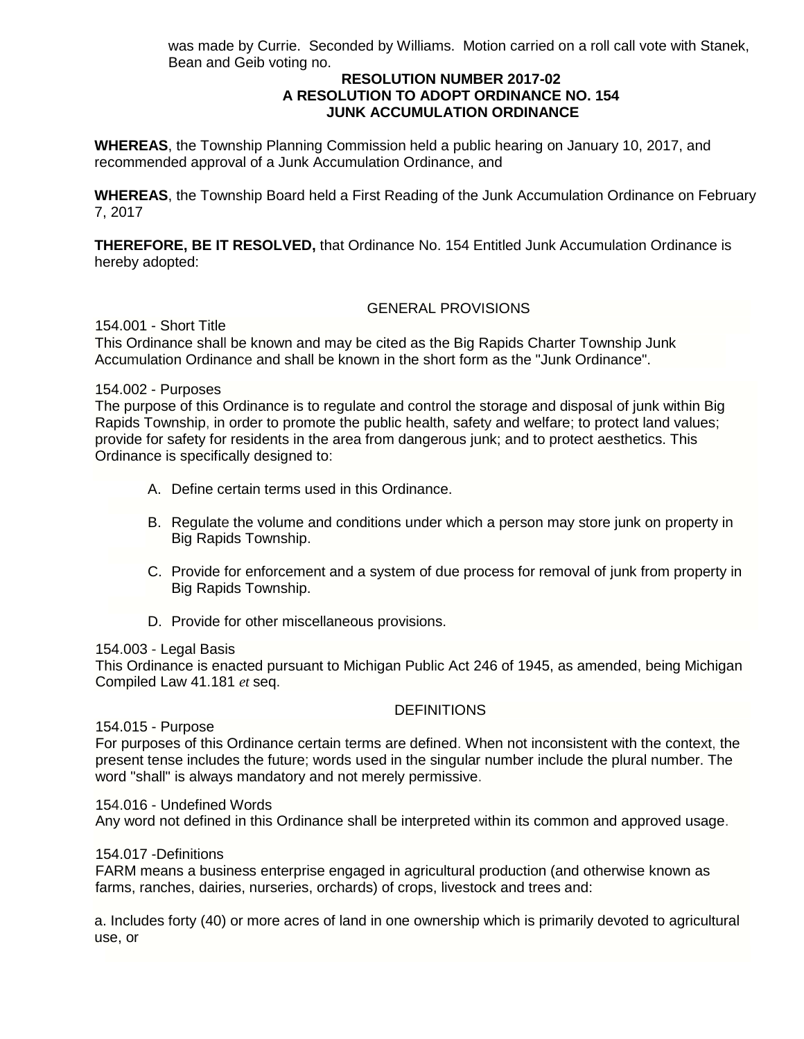was made by Currie. Seconded by Williams. Motion carried on a roll call vote with Stanek, Bean and Geib voting no.

**RESOLUTION NUMBER 2017-02**
**A RESOLUTION TO ADOPT ORDINANCE NO. 154**
**JUNK ACCUMULATION ORDINANCE**

**WHEREAS**, the Township Planning Commission held a public hearing on January 10, 2017, and recommended approval of a Junk Accumulation Ordinance, and

**WHEREAS**, the Township Board held a First Reading of the Junk Accumulation Ordinance on February 7, 2017

**THEREFORE, BE IT RESOLVED,** that Ordinance No. 154 Entitled Junk Accumulation Ordinance is hereby adopted:

GENERAL PROVISIONS

154.001 - Short Title
This Ordinance shall be known and may be cited as the Big Rapids Charter Township Junk Accumulation Ordinance and shall be known in the short form as the "Junk Ordinance".

154.002 - Purposes
The purpose of this Ordinance is to regulate and control the storage and disposal of junk within Big Rapids Township, in order to promote the public health, safety and welfare; to protect land values; provide for safety for residents in the area from dangerous junk; and to protect aesthetics. This Ordinance is specifically designed to:

A. Define certain terms used in this Ordinance.

B. Regulate the volume and conditions under which a person may store junk on property in Big Rapids Township.

C. Provide for enforcement and a system of due process for removal of junk from property in Big Rapids Township.

D. Provide for other miscellaneous provisions.

154.003 - Legal Basis
This Ordinance is enacted pursuant to Michigan Public Act 246 of 1945, as amended, being Michigan Compiled Law 41.181 *et* seq.

DEFINITIONS

154.015 - Purpose
For purposes of this Ordinance certain terms are defined. When not inconsistent with the context, the present tense includes the future; words used in the singular number include the plural number. The word "shall" is always mandatory and not merely permissive.

154.016 - Undefined Words
Any word not defined in this Ordinance shall be interpreted within its common and approved usage.

154.017 -Definitions
FARM means a business enterprise engaged in agricultural production (and otherwise known as farms, ranches, dairies, nurseries, orchards) of crops, livestock and trees and:

a. Includes forty (40) or more acres of land in one ownership which is primarily devoted to agricultural use, or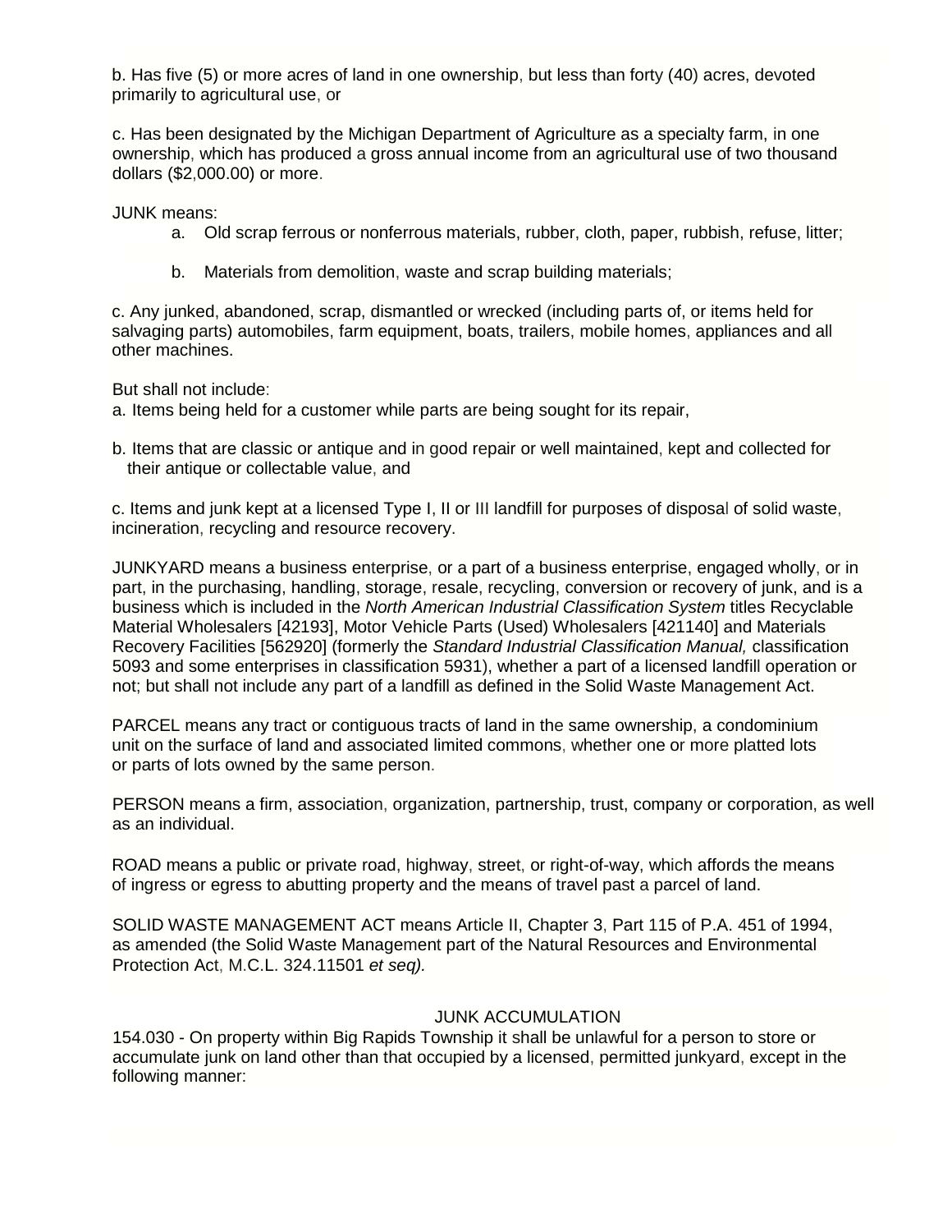b. Has five (5) or more acres of land in one ownership, but less than forty (40) acres, devoted primarily to agricultural use, or

c. Has been designated by the Michigan Department of Agriculture as a specialty farm, in one ownership, which has produced a gross annual income from an agricultural use of two thousand dollars ($2,000.00) or more.

JUNK means:

a. Old scrap ferrous or nonferrous materials, rubber, cloth, paper, rubbish, refuse, litter;

b. Materials from demolition, waste and scrap building materials;

c. Any junked, abandoned, scrap, dismantled or wrecked (including parts of, or items held for salvaging parts) automobiles, farm equipment, boats, trailers, mobile homes, appliances and all other machines.

But shall not include:

a. Items being held for a customer while parts are being sought for its repair,

b. Items that are classic or antique and in good repair or well maintained, kept and collected for their antique or collectable value, and

c. Items and junk kept at a licensed Type I, II or III landfill for purposes of disposal of solid waste, incineration, recycling and resource recovery.

JUNKYARD means a business enterprise, or a part of a business enterprise, engaged wholly, or in part, in the purchasing, handling, storage, resale, recycling, conversion or recovery of junk, and is a business which is included in the *North American Industrial Classification System* titles Recyclable Material Wholesalers [42193], Motor Vehicle Parts (Used) Wholesalers [421140] and Materials Recovery Facilities [562920] (formerly the *Standard Industrial Classification Manual,* classification 5093 and some enterprises in classification 5931), whether a part of a licensed landfill operation or not; but shall not include any part of a landfill as defined in the Solid Waste Management Act.

PARCEL means any tract or contiguous tracts of land in the same ownership, a condominium unit on the surface of land and associated limited commons, whether one or more platted lots or parts of lots owned by the same person.

PERSON means a firm, association, organization, partnership, trust, company or corporation, as well as an individual.

ROAD means a public or private road, highway, street, or right-of-way, which affords the means of ingress or egress to abutting property and the means of travel past a parcel of land.

SOLID WASTE MANAGEMENT ACT means Article II, Chapter 3, Part 115 of P.A. 451 of 1994, as amended (the Solid Waste Management part of the Natural Resources and Environmental Protection Act, M.C.L. 324.11501 *et seq).*

## JUNK ACCUMULATION

154.030 - On property within Big Rapids Township it shall be unlawful for a person to store or accumulate junk on land other than that occupied by a licensed, permitted junkyard, except in the following manner: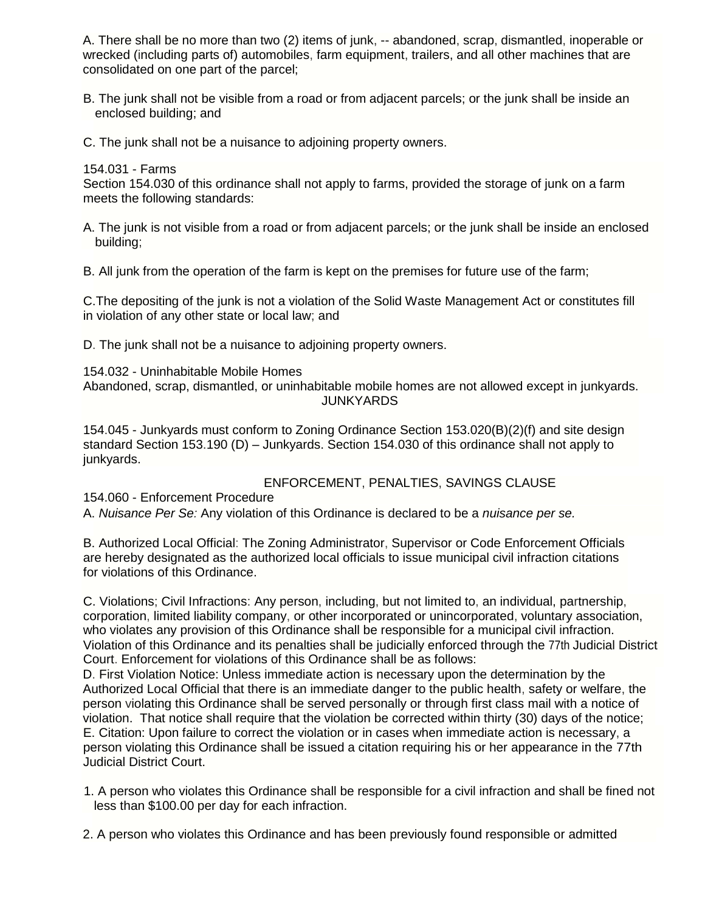A. There shall be no more than two (2) items of junk, -- abandoned, scrap, dismantled, inoperable or wrecked (including parts of) automobiles, farm equipment, trailers, and all other machines that are consolidated on one part of the parcel;

B. The junk shall not be visible from a road or from adjacent parcels; or the junk shall be inside an enclosed building; and

C. The junk shall not be a nuisance to adjoining property owners.

154.031 - Farms

Section 154.030 of this ordinance shall not apply to farms, provided the storage of junk on a farm meets the following standards:

A. The junk is not visible from a road or from adjacent parcels; or the junk shall be inside an enclosed building;

B. All junk from the operation of the farm is kept on the premises for future use of the farm;

C.The depositing of the junk is not a violation of the Solid Waste Management Act or constitutes fill in violation of any other state or local law; and

D. The junk shall not be a nuisance to adjoining property owners.

154.032 - Uninhabitable Mobile Homes

Abandoned, scrap, dismantled, or uninhabitable mobile homes are not allowed except in junkyards.

## JUNKYARDS

154.045 - Junkyards must conform to Zoning Ordinance Section 153.020(B)(2)(f) and site design standard Section 153.190 (D) – Junkyards. Section 154.030 of this ordinance shall not apply to junkyards.

## ENFORCEMENT, PENALTIES, SAVINGS CLAUSE

154.060 - Enforcement Procedure

A. *Nuisance Per Se:* Any violation of this Ordinance is declared to be a *nuisance per se.*

B. Authorized Local Official: The Zoning Administrator, Supervisor or Code Enforcement Officials are hereby designated as the authorized local officials to issue municipal civil infraction citations for violations of this Ordinance.

C. Violations; Civil Infractions: Any person, including, but not limited to, an individual, partnership, corporation, limited liability company, or other incorporated or unincorporated, voluntary association, who violates any provision of this Ordinance shall be responsible for a municipal civil infraction. Violation of this Ordinance and its penalties shall be judicially enforced through the 77th Judicial District Court. Enforcement for violations of this Ordinance shall be as follows:

D. First Violation Notice: Unless immediate action is necessary upon the determination by the Authorized Local Official that there is an immediate danger to the public health, safety or welfare, the person violating this Ordinance shall be served personally or through first class mail with a notice of violation. That notice shall require that the violation be corrected within thirty (30) days of the notice;

E. Citation: Upon failure to correct the violation or in cases when immediate action is necessary, a person violating this Ordinance shall be issued a citation requiring his or her appearance in the 77th Judicial District Court.

1. A person who violates this Ordinance shall be responsible for a civil infraction and shall be fined not less than $100.00 per day for each infraction.

2. A person who violates this Ordinance and has been previously found responsible or admitted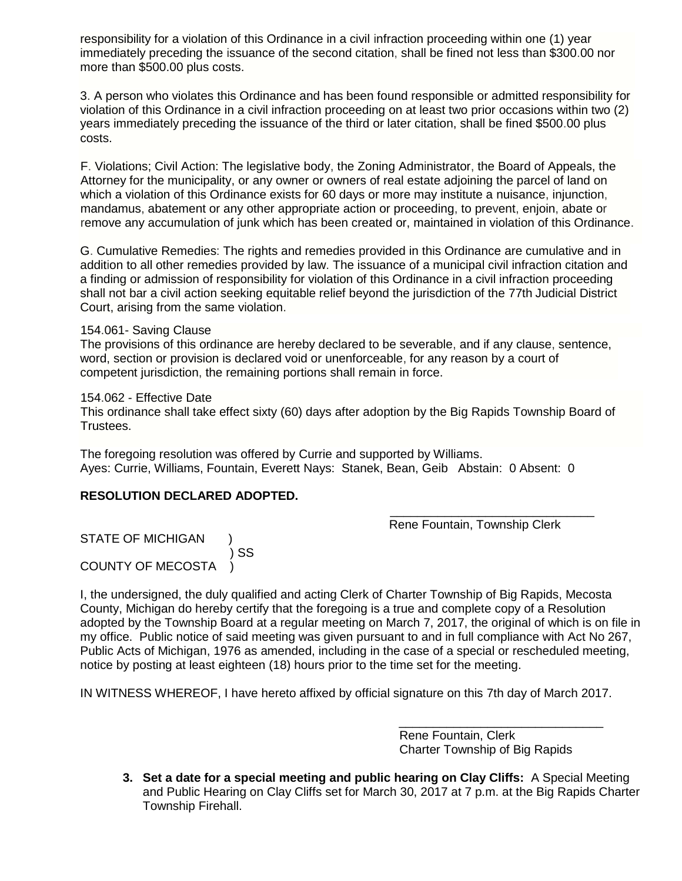responsibility for a violation of this Ordinance in a civil infraction proceeding within one (1) year immediately preceding the issuance of the second citation, shall be fined not less than $300.00 nor more than $500.00 plus costs.

3. A person who violates this Ordinance and has been found responsible or admitted responsibility for violation of this Ordinance in a civil infraction proceeding on at least two prior occasions within two (2) years immediately preceding the issuance of the third or later citation, shall be fined $500.00 plus costs.

F. Violations; Civil Action: The legislative body, the Zoning Administrator, the Board of Appeals, the Attorney for the municipality, or any owner or owners of real estate adjoining the parcel of land on which a violation of this Ordinance exists for 60 days or more may institute a nuisance, injunction, mandamus, abatement or any other appropriate action or proceeding, to prevent, enjoin, abate or remove any accumulation of junk which has been created or, maintained in violation of this Ordinance.

G. Cumulative Remedies: The rights and remedies provided in this Ordinance are cumulative and in addition to all other remedies provided by law. The issuance of a municipal civil infraction citation and a finding or admission of responsibility for violation of this Ordinance in a civil infraction proceeding shall not bar a civil action seeking equitable relief beyond the jurisdiction of the 77th Judicial District Court, arising from the same violation.

154.061- Saving Clause
The provisions of this ordinance are hereby declared to be severable, and if any clause, sentence, word, section or provision is declared void or unenforceable, for any reason by a court of competent jurisdiction, the remaining portions shall remain in force.

154.062 - Effective Date
This ordinance shall take effect sixty (60) days after adoption by the Big Rapids Township Board of Trustees.

The foregoing resolution was offered by Currie and supported by Williams.
Ayes: Currie, Williams, Fountain, Everett Nays: Stanek, Bean, Geib Abstain: 0 Absent: 0

**RESOLUTION DECLARED ADOPTED.**

\_\_\_\_\_\_\_\_\_\_\_\_\_\_\_\_\_\_\_\_\_\_\_\_\_\_\_\_\_\_
Rene Fountain, Township Clerk

STATE OF MICHIGAN )
) SS
COUNTY OF MECOSTA )

I, the undersigned, the duly qualified and acting Clerk of Charter Township of Big Rapids, Mecosta County, Michigan do hereby certify that the foregoing is a true and complete copy of a Resolution adopted by the Township Board at a regular meeting on March 7, 2017, the original of which is on file in my office. Public notice of said meeting was given pursuant to and in full compliance with Act No 267, Public Acts of Michigan, 1976 as amended, including in the case of a special or rescheduled meeting, notice by posting at least eighteen (18) hours prior to the time set for the meeting.

IN WITNESS WHEREOF, I have hereto affixed by official signature on this 7th day of March 2017.

\_\_\_\_\_\_\_\_\_\_\_\_\_\_\_\_\_\_\_\_\_\_\_\_\_\_\_\_\_\_
Rene Fountain, Clerk
Charter Township of Big Rapids

3. **Set a date for a special meeting and public hearing on Clay Cliffs:** A Special Meeting and Public Hearing on Clay Cliffs set for March 30, 2017 at 7 p.m. at the Big Rapids Charter Township Firehall.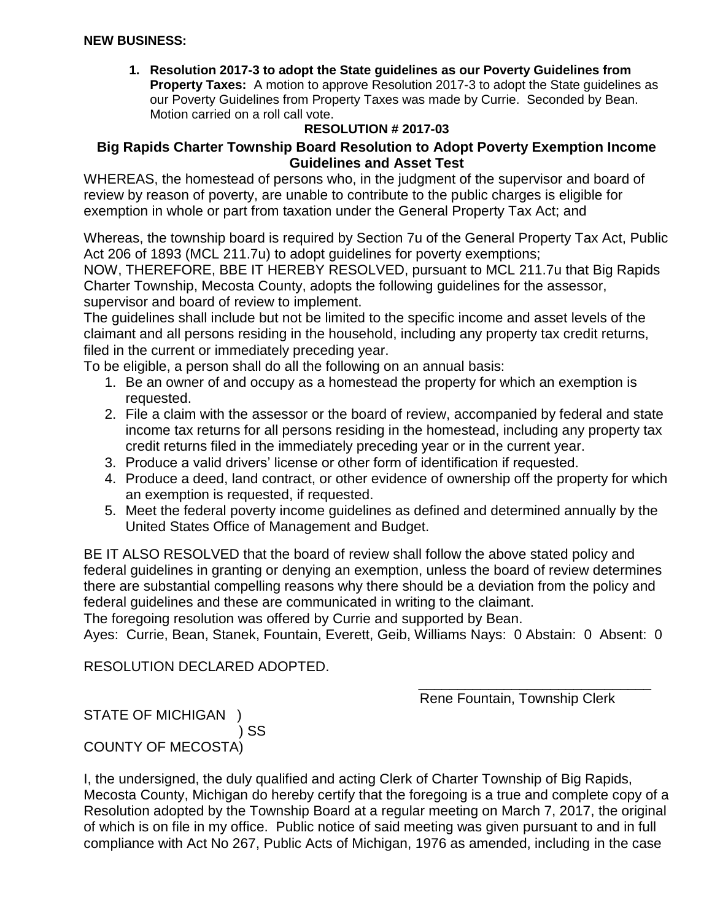**NEW BUSINESS:**

1. **Resolution 2017-3 to adopt the State guidelines as our Poverty Guidelines from Property Taxes:** A motion to approve Resolution 2017-3 to adopt the State guidelines as our Poverty Guidelines from Property Taxes was made by Currie. Seconded by Bean. Motion carried on a roll call vote.

**RESOLUTION # 2017-03**

**Big Rapids Charter Township Board Resolution to Adopt Poverty Exemption Income Guidelines and Asset Test**

WHEREAS, the homestead of persons who, in the judgment of the supervisor and board of review by reason of poverty, are unable to contribute to the public charges is eligible for exemption in whole or part from taxation under the General Property Tax Act; and

Whereas, the township board is required by Section 7u of the General Property Tax Act, Public Act 206 of 1893 (MCL 211.7u) to adopt guidelines for poverty exemptions;

NOW, THEREFORE, BBE IT HEREBY RESOLVED, pursuant to MCL 211.7u that Big Rapids Charter Township, Mecosta County, adopts the following guidelines for the assessor, supervisor and board of review to implement.

The guidelines shall include but not be limited to the specific income and asset levels of the claimant and all persons residing in the household, including any property tax credit returns, filed in the current or immediately preceding year.

To be eligible, a person shall do all the following on an annual basis:

1. Be an owner of and occupy as a homestead the property for which an exemption is requested.
2. File a claim with the assessor or the board of review, accompanied by federal and state income tax returns for all persons residing in the homestead, including any property tax credit returns filed in the immediately preceding year or in the current year.
3. Produce a valid drivers' license or other form of identification if requested.
4. Produce a deed, land contract, or other evidence of ownership off the property for which an exemption is requested, if requested.
5. Meet the federal poverty income guidelines as defined and determined annually by the United States Office of Management and Budget.

BE IT ALSO RESOLVED that the board of review shall follow the above stated policy and federal guidelines in granting or denying an exemption, unless the board of review determines there are substantial compelling reasons why there should be a deviation from the policy and federal guidelines and these are communicated in writing to the claimant.

The foregoing resolution was offered by Currie and supported by Bean.

Ayes: Currie, Bean, Stanek, Fountain, Everett, Geib, Williams Nays: 0 Abstain: 0 Absent: 0

RESOLUTION DECLARED ADOPTED.

\_\_\_\_\_\_\_\_\_\_\_\_\_\_\_\_\_\_\_\_\_\_\_\_\_\_\_\_\_\_
Rene Fountain, Township Clerk

STATE OF MICHIGAN )
) SS
COUNTY OF MECOSTA)

I, the undersigned, the duly qualified and acting Clerk of Charter Township of Big Rapids, Mecosta County, Michigan do hereby certify that the foregoing is a true and complete copy of a Resolution adopted by the Township Board at a regular meeting on March 7, 2017, the original of which is on file in my office. Public notice of said meeting was given pursuant to and in full compliance with Act No 267, Public Acts of Michigan, 1976 as amended, including in the case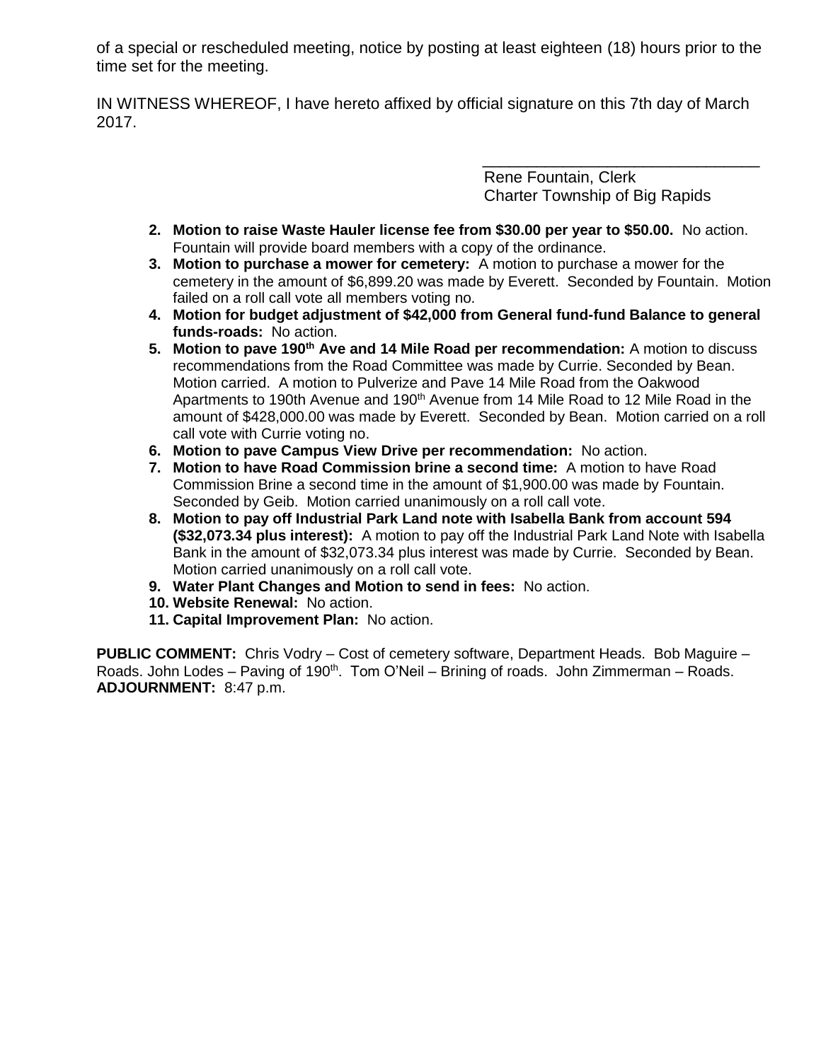of a special or rescheduled meeting, notice by posting at least eighteen (18) hours prior to the time set for the meeting.

IN WITNESS WHEREOF, I have hereto affixed by official signature on this 7th day of March 2017.

\_\_\_\_\_\_\_\_\_\_\_\_\_\_\_\_\_\_\_\_\_\_\_\_\_\_\_\_\_\_\_\_
Rene Fountain, Clerk
Charter Township of Big Rapids

2. **Motion to raise Waste Hauler license fee from $30.00 per year to $50.00.** No action. Fountain will provide board members with a copy of the ordinance.
3. **Motion to purchase a mower for cemetery:** A motion to purchase a mower for the cemetery in the amount of $6,899.20 was made by Everett. Seconded by Fountain. Motion failed on a roll call vote all members voting no.
4. **Motion for budget adjustment of $42,000 from General fund-fund Balance to general funds-roads:** No action.
5. **Motion to pave 190th Ave and 14 Mile Road per recommendation:** A motion to discuss recommendations from the Road Committee was made by Currie. Seconded by Bean. Motion carried. A motion to Pulverize and Pave 14 Mile Road from the Oakwood Apartments to 190th Avenue and 190th Avenue from 14 Mile Road to 12 Mile Road in the amount of $428,000.00 was made by Everett. Seconded by Bean. Motion carried on a roll call vote with Currie voting no.
6. **Motion to pave Campus View Drive per recommendation:** No action.
7. **Motion to have Road Commission brine a second time:** A motion to have Road Commission Brine a second time in the amount of $1,900.00 was made by Fountain. Seconded by Geib. Motion carried unanimously on a roll call vote.
8. **Motion to pay off Industrial Park Land note with Isabella Bank from account 594 ($32,073.34 plus interest):** A motion to pay off the Industrial Park Land Note with Isabella Bank in the amount of $32,073.34 plus interest was made by Currie. Seconded by Bean. Motion carried unanimously on a roll call vote.
9. **Water Plant Changes and Motion to send in fees:** No action.
10. **Website Renewal:** No action.
11. **Capital Improvement Plan:** No action.

**PUBLIC COMMENT:** Chris Vodry – Cost of cemetery software, Department Heads. Bob Maguire – Roads. John Lodes – Paving of 190th. Tom O'Neil – Brining of roads. John Zimmerman – Roads.
**ADJOURNMENT:** 8:47 p.m.